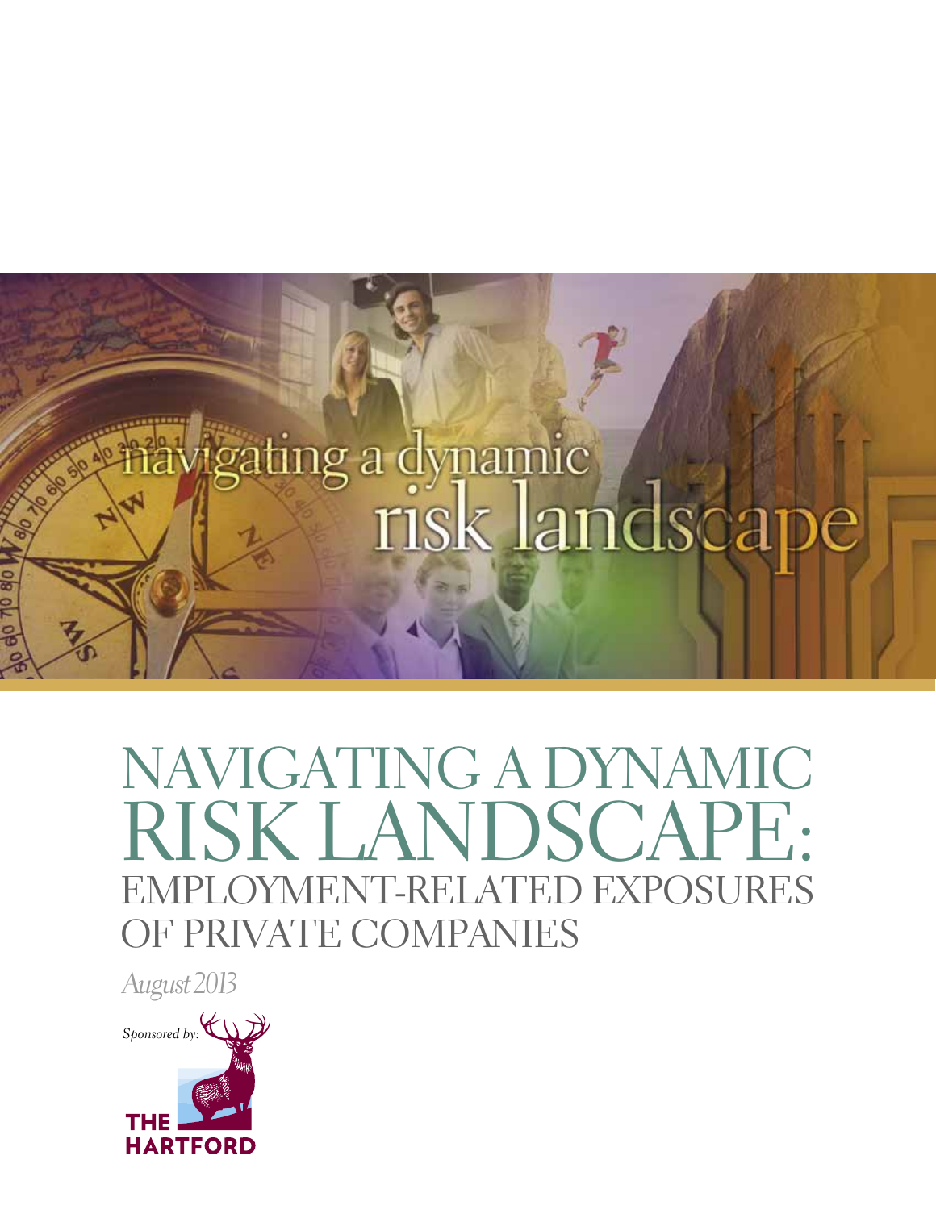# NAVIGATING A DYNAMIC RISK LANDSCAPE: EMPLOYMENT-RELATED EXPOSURES OF PRIVATE COMPANIES

*August 2013*

*Sponsored by:*

THE HARTFORD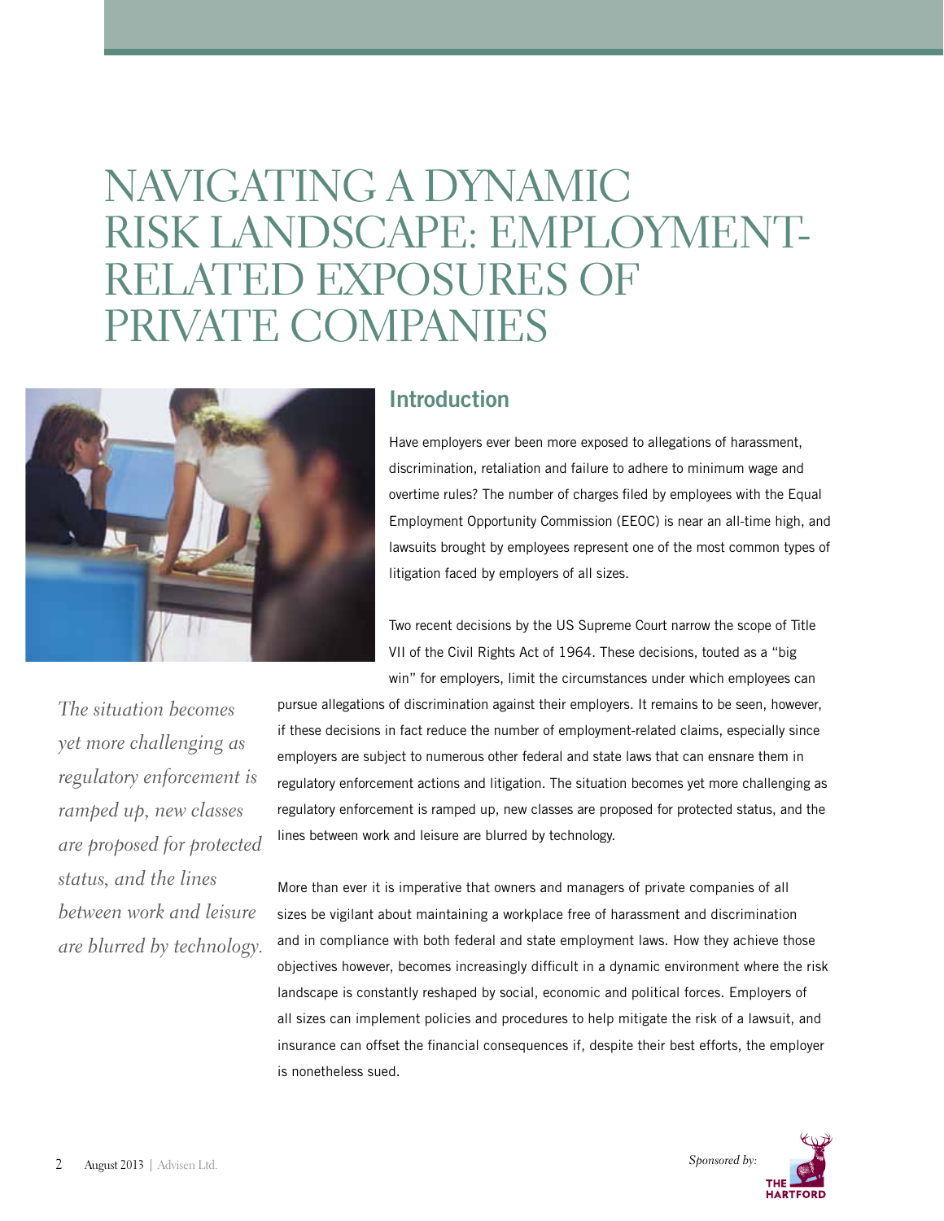# NAVIGATING A DYNAMIC RISK LANDSCAPE: EMPLOYMENT-RELATED EXPOSURES OF PRIVATE COMPANIES

## Introduction

Have employers ever been more exposed to allegations of harassment, discrimination, retaliation and failure to adhere to minimum wage and overtime rules? The number of charges filed by employees with the Equal Employment Opportunity Commission (EEOC) is near an all-time high, and lawsuits brought by employees represent one of the most common types of litigation faced by employers of all sizes.

Two recent decisions by the US Supreme Court narrow the scope of Title VII of the Civil Rights Act of 1964. These decisions, touted as a "big win" for employers, limit the circumstances under which employees can pursue allegations of discrimination against their employers. It remains to be seen, however, if these decisions in fact reduce the number of employment-related claims, especially since employers are subject to numerous other federal and state laws that can ensnare them in regulatory enforcement actions and litigation. The situation becomes yet more challenging as regulatory enforcement is ramped up, new classes are proposed for protected status, and the lines between work and leisure are blurred by technology.

*The situation becomes yet more challenging as regulatory enforcement is ramped up, new classes are proposed for protected status, and the lines between work and leisure are blurred by technology.*

More than ever it is imperative that owners and managers of private companies of all sizes be vigilant about maintaining a workplace free of harassment and discrimination and in compliance with both federal and state employment laws. How they achieve those objectives however, becomes increasingly difficult in a dynamic environment where the risk landscape is constantly reshaped by social, economic and political forces. Employers of all sizes can implement policies and procedures to help mitigate the risk of a lawsuit, and insurance can offset the financial consequences if, despite their best efforts, the employer is nonetheless sued.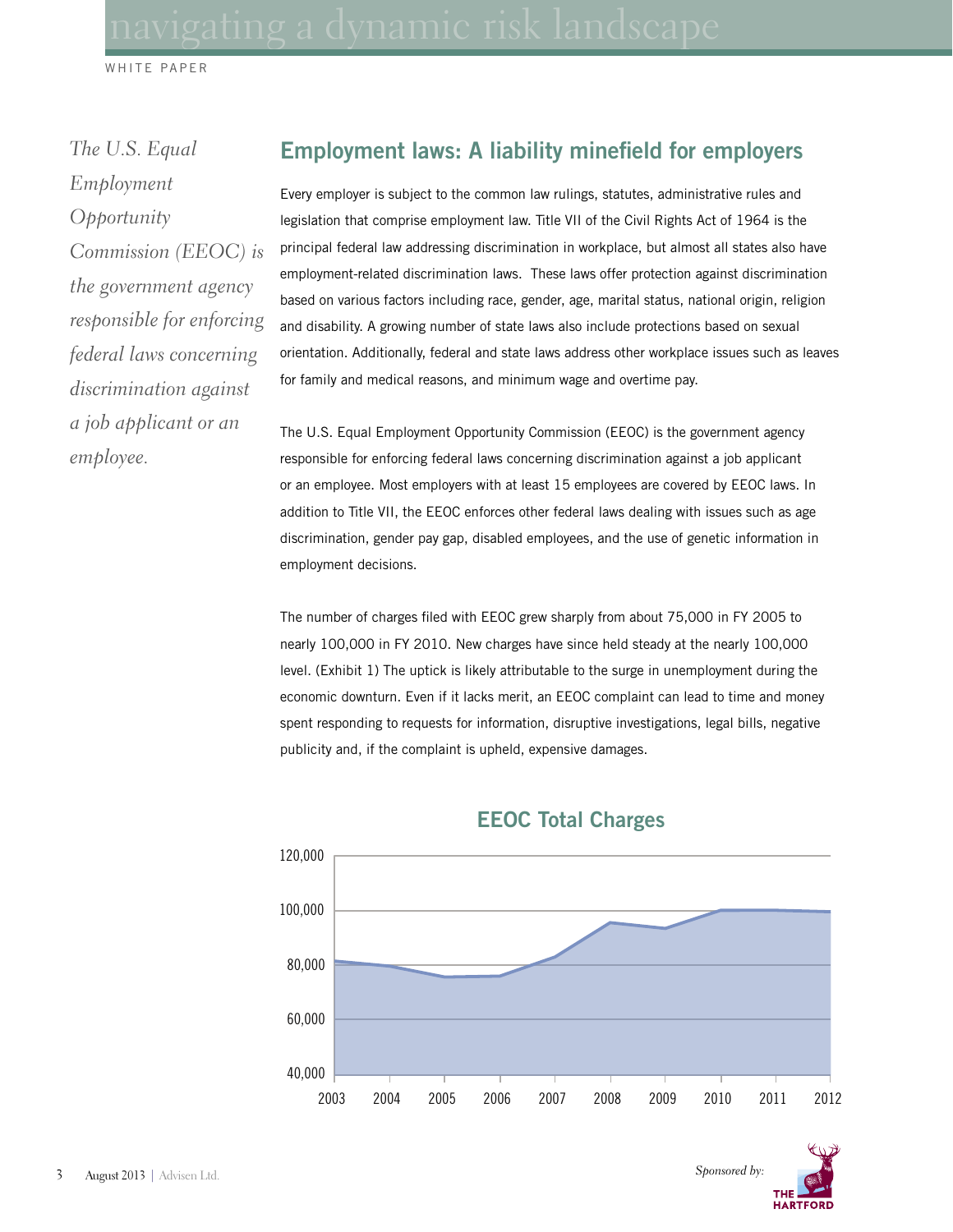*The U.S. Equal Employment Opportunity Commission (EEOC) is the government agency responsible for enforcing federal laws concerning discrimination against a job applicant or an employee.*

## Employment laws: A liability minefield for employers

Every employer is subject to the common law rulings, statutes, administrative rules and legislation that comprise employment law. Title VII of the Civil Rights Act of 1964 is the principal federal law addressing discrimination in workplace, but almost all states also have employment-related discrimination laws. These laws offer protection against discrimination based on various factors including race, gender, age, marital status, national origin, religion and disability. A growing number of state laws also include protections based on sexual orientation. Additionally, federal and state laws address other workplace issues such as leaves for family and medical reasons, and minimum wage and overtime pay.

The U.S. Equal Employment Opportunity Commission (EEOC) is the government agency responsible for enforcing federal laws concerning discrimination against a job applicant or an employee. Most employers with at least 15 employees are covered by EEOC laws. In addition to Title VII, the EEOC enforces other federal laws dealing with issues such as age discrimination, gender pay gap, disabled employees, and the use of genetic information in employment decisions.

The number of charges filed with EEOC grew sharply from about 75,000 in FY 2005 to nearly 100,000 in FY 2010. New charges have since held steady at the nearly 100,000 level. (Exhibit 1) The uptick is likely attributable to the surge in unemployment during the economic downturn. Even if it lacks merit, an EEOC complaint can lead to time and money spent responding to requests for information, disruptive investigations, legal bills, negative publicity and, if the complaint is upheld, expensive damages.

**EEOC Total Charges**

| Year | Approx. Charges |
|---|---|
| 2003 | ~81,000 |
| 2004 | ~79,000 |
| 2005 | ~75,000 |
| 2006 | ~76,000 |
| 2007 | ~83,000 |
| 2008 | ~95,000 |
| 2009 | ~93,000 |
| 2010 | ~100,000 |
| 2011 | ~100,000 |
| 2012 | ~99,000 |

*Values estimated from the chart (y-axis 40,000–120,000).*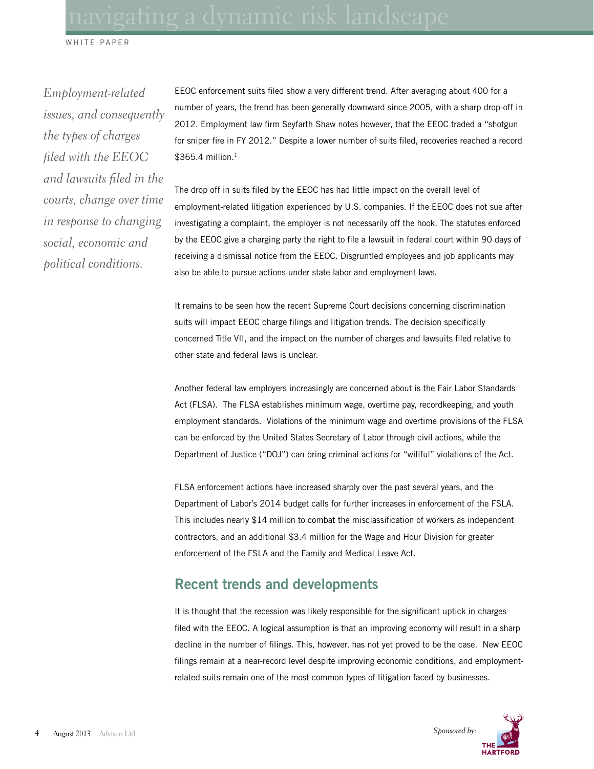*Employment-related issues, and consequently the types of charges filed with the EEOC and lawsuits filed in the courts, change over time in response to changing social, economic and political conditions.*

EEOC enforcement suits filed show a very different trend. After averaging about 400 for a number of years, the trend has been generally downward since 2005, with a sharp drop-off in 2012. Employment law firm Seyfarth Shaw notes however, that the EEOC traded a "shotgun for sniper fire in FY 2012." Despite a lower number of suits filed, recoveries reached a record $365.4 million.[1]

The drop off in suits filed by the EEOC has had little impact on the overall level of employment-related litigation experienced by U.S. companies. If the EEOC does not sue after investigating a complaint, the employer is not necessarily off the hook. The statutes enforced by the EEOC give a charging party the right to file a lawsuit in federal court within 90 days of receiving a dismissal notice from the EEOC. Disgruntled employees and job applicants may also be able to pursue actions under state labor and employment laws.

It remains to be seen how the recent Supreme Court decisions concerning discrimination suits will impact EEOC charge filings and litigation trends. The decision specifically concerned Title VII, and the impact on the number of charges and lawsuits filed relative to other state and federal laws is unclear.

Another federal law employers increasingly are concerned about is the Fair Labor Standards Act (FLSA). The FLSA establishes minimum wage, overtime pay, recordkeeping, and youth employment standards. Violations of the minimum wage and overtime provisions of the FLSA can be enforced by the United States Secretary of Labor through civil actions, while the Department of Justice ("DOJ") can bring criminal actions for "willful" violations of the Act.

FLSA enforcement actions have increased sharply over the past several years, and the Department of Labor's 2014 budget calls for further increases in enforcement of the FSLA. This includes nearly $14 million to combat the misclassification of workers as independent contractors, and an additional $3.4 million for the Wage and Hour Division for greater enforcement of the FSLA and the Family and Medical Leave Act.

## Recent trends and developments

It is thought that the recession was likely responsible for the significant uptick in charges filed with the EEOC. A logical assumption is that an improving economy will result in a sharp decline in the number of filings. This, however, has not yet proved to be the case. New EEOC filings remain at a near-record level despite improving economic conditions, and employment-related suits remain one of the most common types of litigation faced by businesses.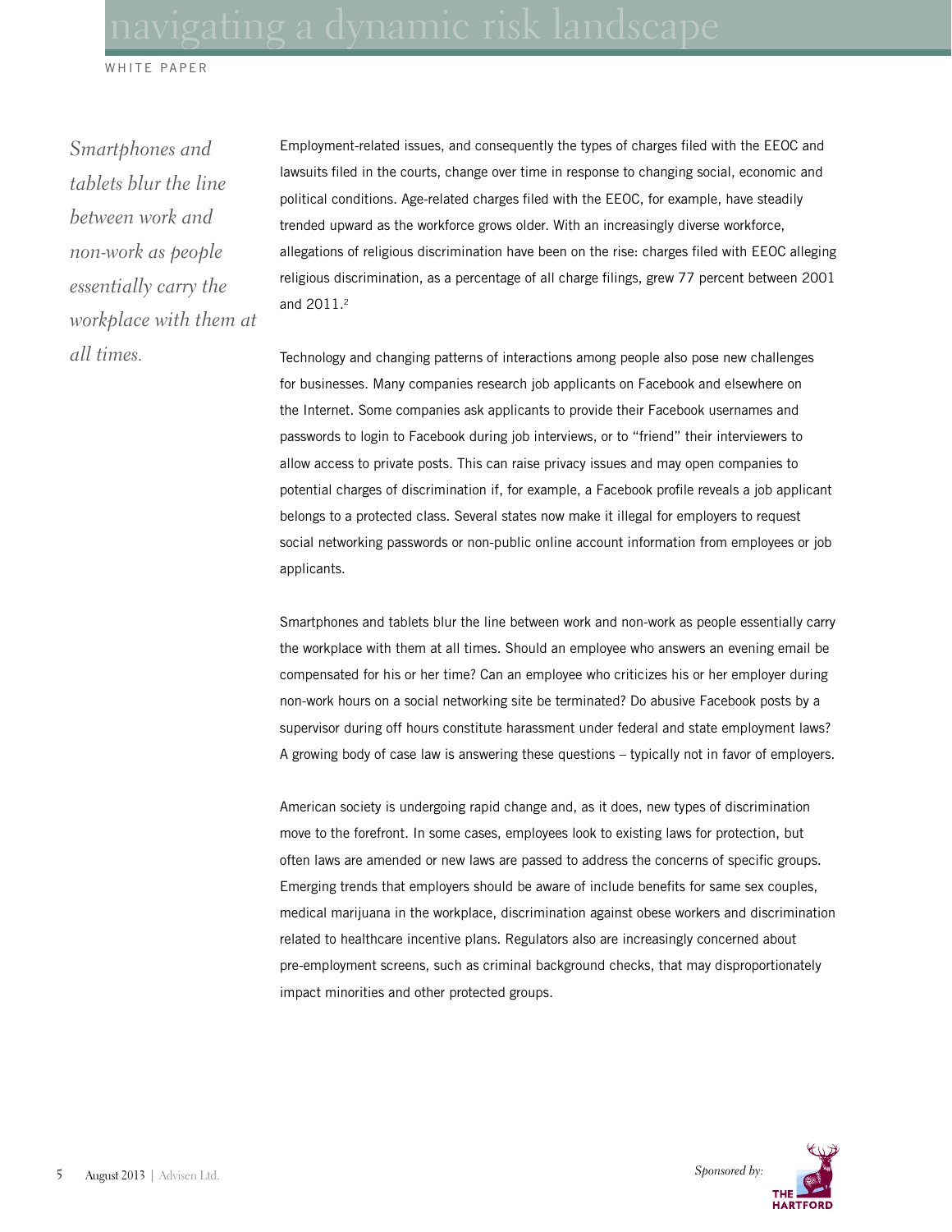*Smartphones and tablets blur the line between work and non-work as people essentially carry the workplace with them at all times.*

Employment-related issues, and consequently the types of charges filed with the EEOC and lawsuits filed in the courts, change over time in response to changing social, economic and political conditions. Age-related charges filed with the EEOC, for example, have steadily trended upward as the workforce grows older. With an increasingly diverse workforce, allegations of religious discrimination have been on the rise: charges filed with EEOC alleging religious discrimination, as a percentage of all charge filings, grew 77 percent between 2001 and 2011.[2]

Technology and changing patterns of interactions among people also pose new challenges for businesses. Many companies research job applicants on Facebook and elsewhere on the Internet. Some companies ask applicants to provide their Facebook usernames and passwords to login to Facebook during job interviews, or to "friend" their interviewers to allow access to private posts. This can raise privacy issues and may open companies to potential charges of discrimination if, for example, a Facebook profile reveals a job applicant belongs to a protected class. Several states now make it illegal for employers to request social networking passwords or non-public online account information from employees or job applicants.

Smartphones and tablets blur the line between work and non-work as people essentially carry the workplace with them at all times. Should an employee who answers an evening email be compensated for his or her time? Can an employee who criticizes his or her employer during non-work hours on a social networking site be terminated? Do abusive Facebook posts by a supervisor during off hours constitute harassment under federal and state employment laws? A growing body of case law is answering these questions – typically not in favor of employers.

American society is undergoing rapid change and, as it does, new types of discrimination move to the forefront. In some cases, employees look to existing laws for protection, but often laws are amended or new laws are passed to address the concerns of specific groups. Emerging trends that employers should be aware of include benefits for same sex couples, medical marijuana in the workplace, discrimination against obese workers and discrimination related to healthcare incentive plans. Regulators also are increasingly concerned about pre-employment screens, such as criminal background checks, that may disproportionately impact minorities and other protected groups.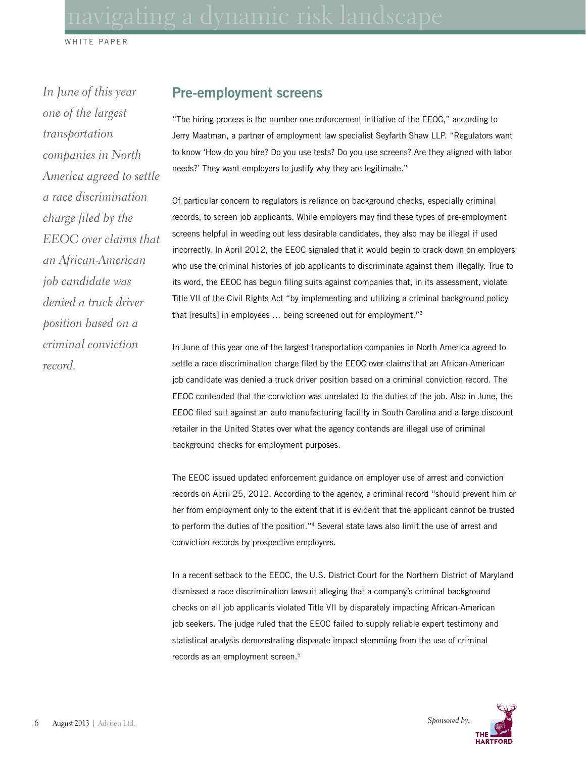*In June of this year one of the largest transportation companies in North America agreed to settle a race discrimination charge filed by the EEOC over claims that an African-American job candidate was denied a truck driver position based on a criminal conviction record.*

## Pre-employment screens

"The hiring process is the number one enforcement initiative of the EEOC," according to Jerry Maatman, a partner of employment law specialist Seyfarth Shaw LLP. "Regulators want to know 'How do you hire? Do you use tests? Do you use screens? Are they aligned with labor needs?' They want employers to justify why they are legitimate."

Of particular concern to regulators is reliance on background checks, especially criminal records, to screen job applicants. While employers may find these types of pre-employment screens helpful in weeding out less desirable candidates, they also may be illegal if used incorrectly. In April 2012, the EEOC signaled that it would begin to crack down on employers who use the criminal histories of job applicants to discriminate against them illegally. True to its word, the EEOC has begun filing suits against companies that, in its assessment, violate Title VII of the Civil Rights Act "by implementing and utilizing a criminal background policy that [results] in employees … being screened out for employment."[3]

In June of this year one of the largest transportation companies in North America agreed to settle a race discrimination charge filed by the EEOC over claims that an African-American job candidate was denied a truck driver position based on a criminal conviction record. The EEOC contended that the conviction was unrelated to the duties of the job. Also in June, the EEOC filed suit against an auto manufacturing facility in South Carolina and a large discount retailer in the United States over what the agency contends are illegal use of criminal background checks for employment purposes.

The EEOC issued updated enforcement guidance on employer use of arrest and conviction records on April 25, 2012. According to the agency, a criminal record "should prevent him or her from employment only to the extent that it is evident that the applicant cannot be trusted to perform the duties of the position."[4] Several state laws also limit the use of arrest and conviction records by prospective employers.

In a recent setback to the EEOC, the U.S. District Court for the Northern District of Maryland dismissed a race discrimination lawsuit alleging that a company's criminal background checks on all job applicants violated Title VII by disparately impacting African-American job seekers. The judge ruled that the EEOC failed to supply reliable expert testimony and statistical analysis demonstrating disparate impact stemming from the use of criminal records as an employment screen.[5]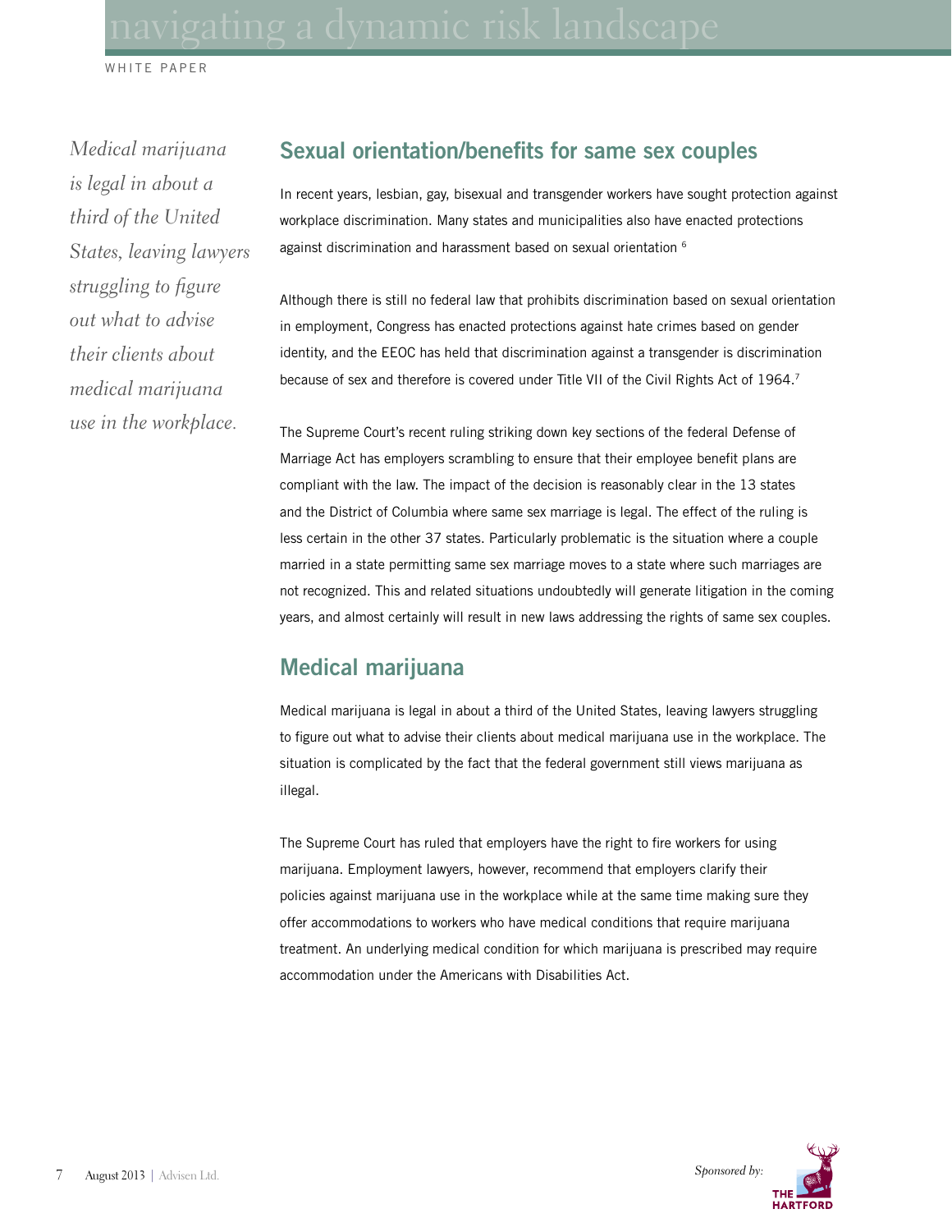*Medical marijuana is legal in about a third of the United States, leaving lawyers struggling to figure out what to advise their clients about medical marijuana use in the workplace.*

## Sexual orientation/benefits for same sex couples

In recent years, lesbian, gay, bisexual and transgender workers have sought protection against workplace discrimination. Many states and municipalities also have enacted protections against discrimination and harassment based on sexual orientation [6]

Although there is still no federal law that prohibits discrimination based on sexual orientation in employment, Congress has enacted protections against hate crimes based on gender identity, and the EEOC has held that discrimination against a transgender is discrimination because of sex and therefore is covered under Title VII of the Civil Rights Act of 1964.[7]

The Supreme Court's recent ruling striking down key sections of the federal Defense of Marriage Act has employers scrambling to ensure that their employee benefit plans are compliant with the law. The impact of the decision is reasonably clear in the 13 states and the District of Columbia where same sex marriage is legal. The effect of the ruling is less certain in the other 37 states. Particularly problematic is the situation where a couple married in a state permitting same sex marriage moves to a state where such marriages are not recognized. This and related situations undoubtedly will generate litigation in the coming years, and almost certainly will result in new laws addressing the rights of same sex couples.

## Medical marijuana

Medical marijuana is legal in about a third of the United States, leaving lawyers struggling to figure out what to advise their clients about medical marijuana use in the workplace. The situation is complicated by the fact that the federal government still views marijuana as illegal.

The Supreme Court has ruled that employers have the right to fire workers for using marijuana. Employment lawyers, however, recommend that employers clarify their policies against marijuana use in the workplace while at the same time making sure they offer accommodations to workers who have medical conditions that require marijuana treatment. An underlying medical condition for which marijuana is prescribed may require accommodation under the Americans with Disabilities Act.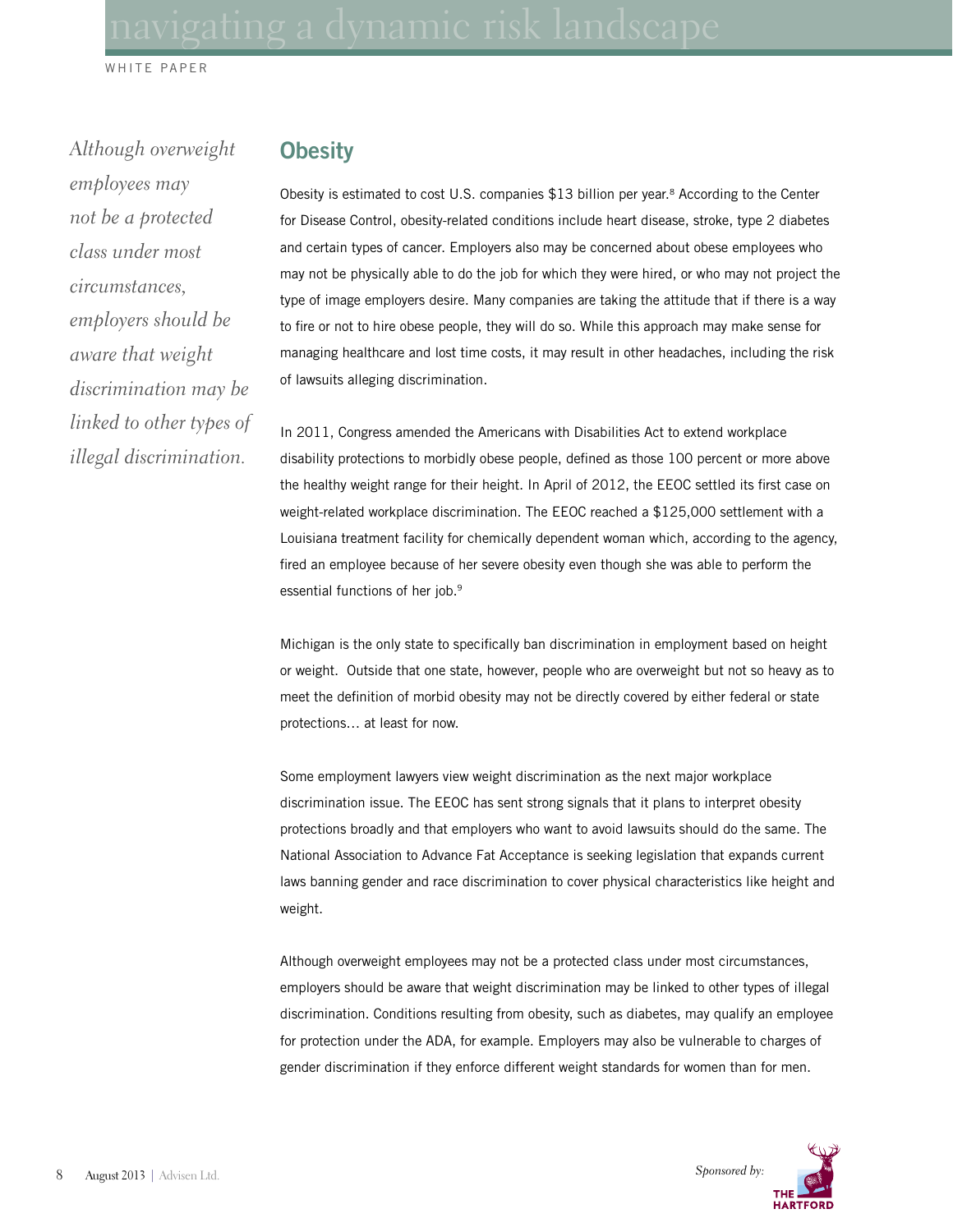*Although overweight employees may not be a protected class under most circumstances, employers should be aware that weight discrimination may be linked to other types of illegal discrimination.*

## Obesity

Obesity is estimated to cost U.S. companies $13 billion per year.[8] According to the Center for Disease Control, obesity-related conditions include heart disease, stroke, type 2 diabetes and certain types of cancer. Employers also may be concerned about obese employees who may not be physically able to do the job for which they were hired, or who may not project the type of image employers desire. Many companies are taking the attitude that if there is a way to fire or not to hire obese people, they will do so. While this approach may make sense for managing healthcare and lost time costs, it may result in other headaches, including the risk of lawsuits alleging discrimination.

In 2011, Congress amended the Americans with Disabilities Act to extend workplace disability protections to morbidly obese people, defined as those 100 percent or more above the healthy weight range for their height. In April of 2012, the EEOC settled its first case on weight-related workplace discrimination. The EEOC reached a $125,000 settlement with a Louisiana treatment facility for chemically dependent woman which, according to the agency, fired an employee because of her severe obesity even though she was able to perform the essential functions of her job.[9]

Michigan is the only state to specifically ban discrimination in employment based on height or weight. Outside that one state, however, people who are overweight but not so heavy as to meet the definition of morbid obesity may not be directly covered by either federal or state protections… at least for now.

Some employment lawyers view weight discrimination as the next major workplace discrimination issue. The EEOC has sent strong signals that it plans to interpret obesity protections broadly and that employers who want to avoid lawsuits should do the same. The National Association to Advance Fat Acceptance is seeking legislation that expands current laws banning gender and race discrimination to cover physical characteristics like height and weight.

Although overweight employees may not be a protected class under most circumstances, employers should be aware that weight discrimination may be linked to other types of illegal discrimination. Conditions resulting from obesity, such as diabetes, may qualify an employee for protection under the ADA, for example. Employers may also be vulnerable to charges of gender discrimination if they enforce different weight standards for women than for men.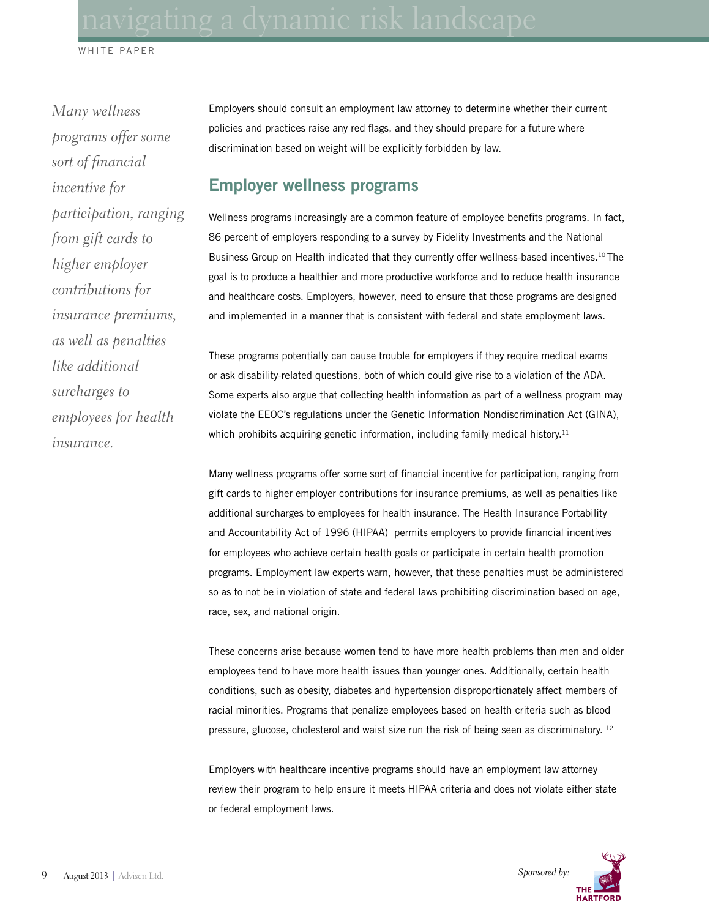*Many wellness programs offer some sort of financial incentive for participation, ranging from gift cards to higher employer contributions for insurance premiums, as well as penalties like additional surcharges to employees for health insurance.*

Employers should consult an employment law attorney to determine whether their current policies and practices raise any red flags, and they should prepare for a future where discrimination based on weight will be explicitly forbidden by law.

## Employer wellness programs

Wellness programs increasingly are a common feature of employee benefits programs. In fact, 86 percent of employers responding to a survey by Fidelity Investments and the National Business Group on Health indicated that they currently offer wellness-based incentives.[10] The goal is to produce a healthier and more productive workforce and to reduce health insurance and healthcare costs. Employers, however, need to ensure that those programs are designed and implemented in a manner that is consistent with federal and state employment laws.

These programs potentially can cause trouble for employers if they require medical exams or ask disability-related questions, both of which could give rise to a violation of the ADA. Some experts also argue that collecting health information as part of a wellness program may violate the EEOC's regulations under the Genetic Information Nondiscrimination Act (GINA), which prohibits acquiring genetic information, including family medical history.[11]

Many wellness programs offer some sort of financial incentive for participation, ranging from gift cards to higher employer contributions for insurance premiums, as well as penalties like additional surcharges to employees for health insurance. The Health Insurance Portability and Accountability Act of 1996 (HIPAA) permits employers to provide financial incentives for employees who achieve certain health goals or participate in certain health promotion programs. Employment law experts warn, however, that these penalties must be administered so as to not be in violation of state and federal laws prohibiting discrimination based on age, race, sex, and national origin.

These concerns arise because women tend to have more health problems than men and older employees tend to have more health issues than younger ones. Additionally, certain health conditions, such as obesity, diabetes and hypertension disproportionately affect members of racial minorities. Programs that penalize employees based on health criteria such as blood pressure, glucose, cholesterol and waist size run the risk of being seen as discriminatory.[12]

Employers with healthcare incentive programs should have an employment law attorney review their program to help ensure it meets HIPAA criteria and does not violate either state or federal employment laws.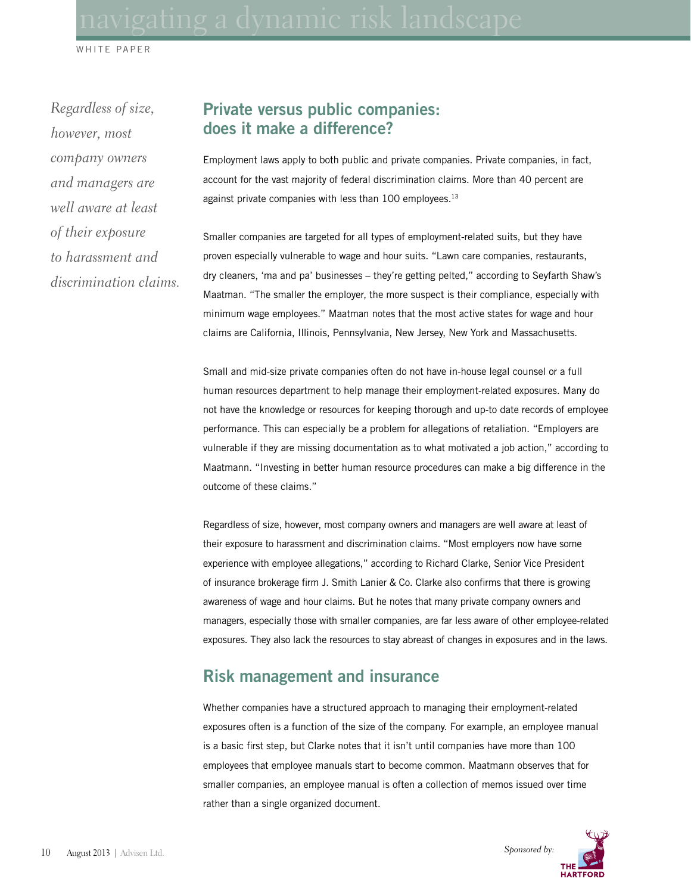*Regardless of size, however, most company owners and managers are well aware at least of their exposure to harassment and discrimination claims.*

## Private versus public companies: does it make a difference?

Employment laws apply to both public and private companies. Private companies, in fact, account for the vast majority of federal discrimination claims. More than 40 percent are against private companies with less than 100 employees.[13]

Smaller companies are targeted for all types of employment-related suits, but they have proven especially vulnerable to wage and hour suits. "Lawn care companies, restaurants, dry cleaners, 'ma and pa' businesses – they're getting pelted," according to Seyfarth Shaw's Maatman. "The smaller the employer, the more suspect is their compliance, especially with minimum wage employees." Maatman notes that the most active states for wage and hour claims are California, Illinois, Pennsylvania, New Jersey, New York and Massachusetts.

Small and mid-size private companies often do not have in-house legal counsel or a full human resources department to help manage their employment-related exposures. Many do not have the knowledge or resources for keeping thorough and up-to date records of employee performance. This can especially be a problem for allegations of retaliation. "Employers are vulnerable if they are missing documentation as to what motivated a job action," according to Maatmann. "Investing in better human resource procedures can make a big difference in the outcome of these claims."

Regardless of size, however, most company owners and managers are well aware at least of their exposure to harassment and discrimination claims. "Most employers now have some experience with employee allegations," according to Richard Clarke, Senior Vice President of insurance brokerage firm J. Smith Lanier & Co. Clarke also confirms that there is growing awareness of wage and hour claims. But he notes that many private company owners and managers, especially those with smaller companies, are far less aware of other employee-related exposures. They also lack the resources to stay abreast of changes in exposures and in the laws.

## Risk management and insurance

Whether companies have a structured approach to managing their employment-related exposures often is a function of the size of the company. For example, an employee manual is a basic first step, but Clarke notes that it isn't until companies have more than 100 employees that employee manuals start to become common. Maatmann observes that for smaller companies, an employee manual is often a collection of memos issued over time rather than a single organized document.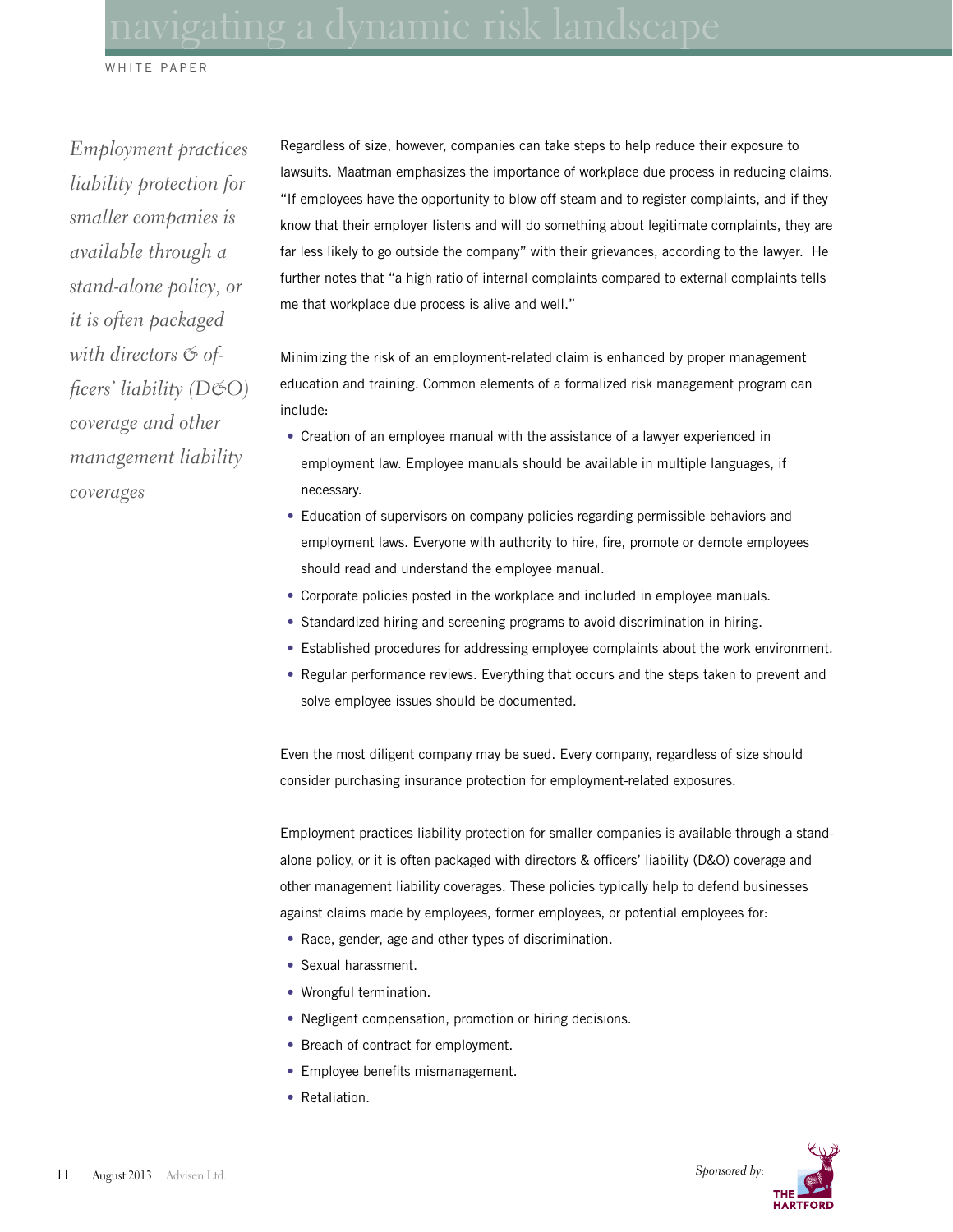*Employment practices liability protection for smaller companies is available through a stand-alone policy, or it is often packaged with directors & officers' liability (D&O) coverage and other management liability coverages*

Regardless of size, however, companies can take steps to help reduce their exposure to lawsuits. Maatman emphasizes the importance of workplace due process in reducing claims. "If employees have the opportunity to blow off steam and to register complaints, and if they know that their employer listens and will do something about legitimate complaints, they are far less likely to go outside the company" with their grievances, according to the lawyer. He further notes that "a high ratio of internal complaints compared to external complaints tells me that workplace due process is alive and well."

Minimizing the risk of an employment-related claim is enhanced by proper management education and training. Common elements of a formalized risk management program can include:

- Creation of an employee manual with the assistance of a lawyer experienced in employment law. Employee manuals should be available in multiple languages, if necessary.
- Education of supervisors on company policies regarding permissible behaviors and employment laws. Everyone with authority to hire, fire, promote or demote employees should read and understand the employee manual.
- Corporate policies posted in the workplace and included in employee manuals.
- Standardized hiring and screening programs to avoid discrimination in hiring.
- Established procedures for addressing employee complaints about the work environment.
- Regular performance reviews. Everything that occurs and the steps taken to prevent and solve employee issues should be documented.

Even the most diligent company may be sued. Every company, regardless of size should consider purchasing insurance protection for employment-related exposures.

Employment practices liability protection for smaller companies is available through a stand-alone policy, or it is often packaged with directors & officers' liability (D&O) coverage and other management liability coverages. These policies typically help to defend businesses against claims made by employees, former employees, or potential employees for:

- Race, gender, age and other types of discrimination.
- Sexual harassment.
- Wrongful termination.
- Negligent compensation, promotion or hiring decisions.
- Breach of contract for employment.
- Employee benefits mismanagement.
- Retaliation.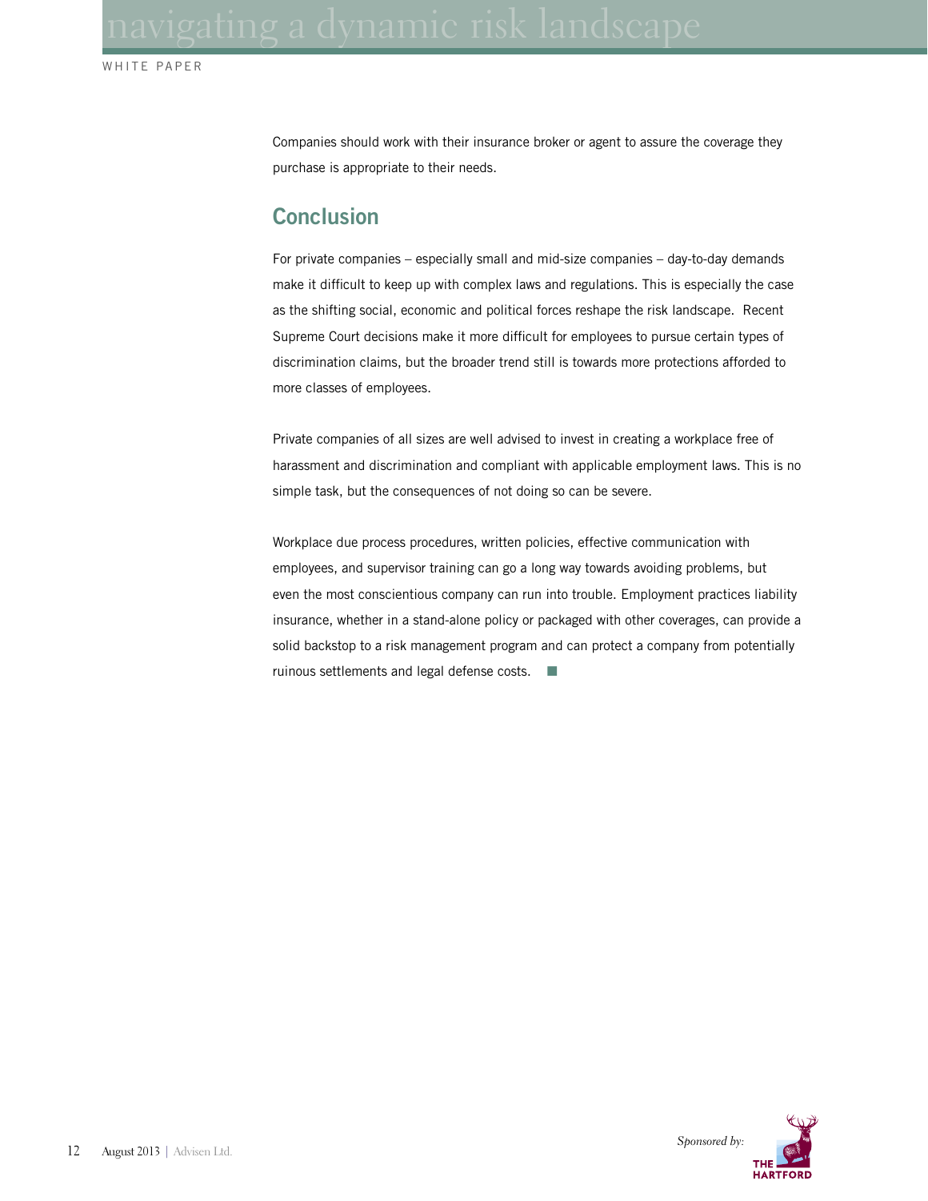Companies should work with their insurance broker or agent to assure the coverage they purchase is appropriate to their needs.

## Conclusion

For private companies – especially small and mid-size companies – day-to-day demands make it difficult to keep up with complex laws and regulations. This is especially the case as the shifting social, economic and political forces reshape the risk landscape. Recent Supreme Court decisions make it more difficult for employees to pursue certain types of discrimination claims, but the broader trend still is towards more protections afforded to more classes of employees.

Private companies of all sizes are well advised to invest in creating a workplace free of harassment and discrimination and compliant with applicable employment laws. This is no simple task, but the consequences of not doing so can be severe.

Workplace due process procedures, written policies, effective communication with employees, and supervisor training can go a long way towards avoiding problems, but even the most conscientious company can run into trouble. Employment practices liability insurance, whether in a stand-alone policy or packaged with other coverages, can provide a solid backstop to a risk management program and can protect a company from potentially ruinous settlements and legal defense costs. ■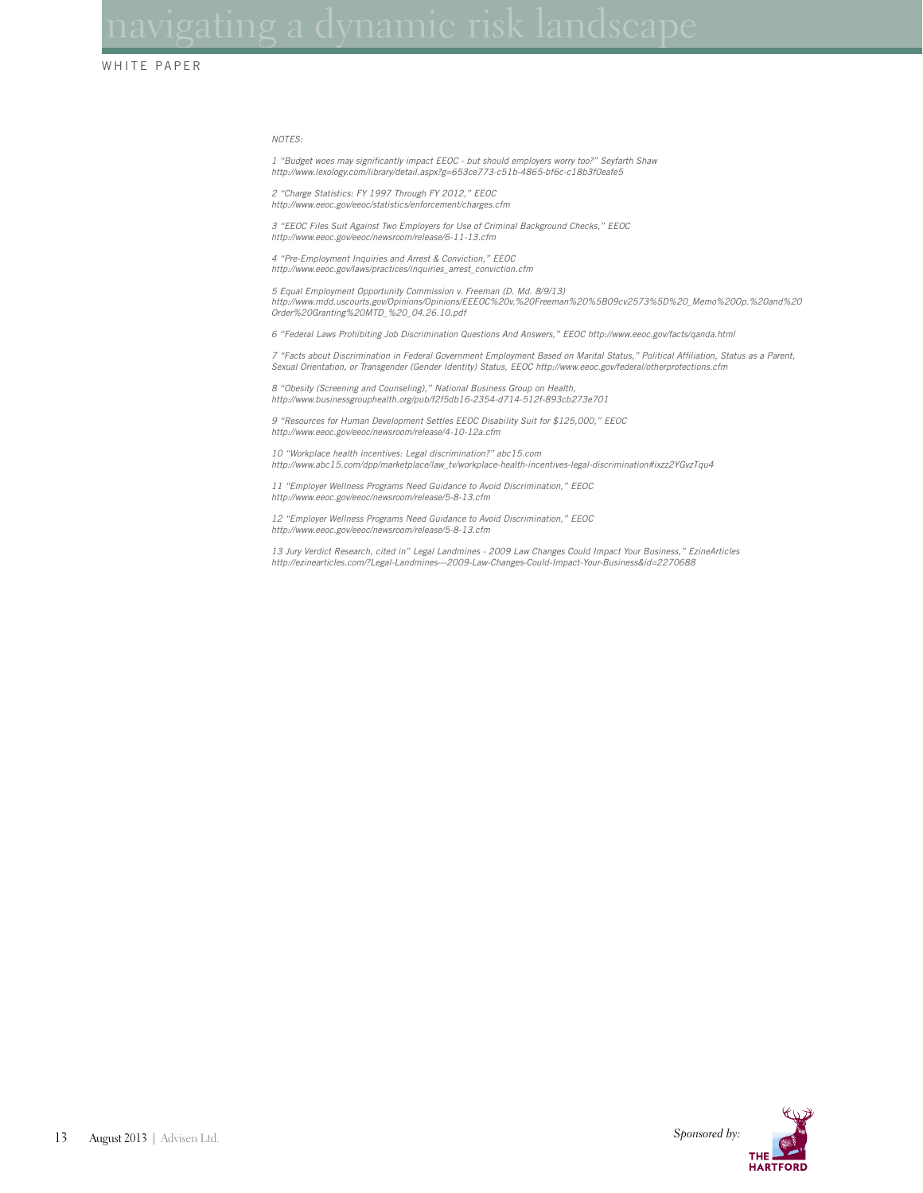*NOTES:*

*1 "Budget woes may significantly impact EEOC - but should employers worry too?" Seyfarth Shaw http://www.lexology.com/library/detail.aspx?g=653ce773-c51b-4865-bf6c-c18b3f0eafe5*

*2 "Charge Statistics: FY 1997 Through FY 2012," EEOC http://www.eeoc.gov/eeoc/statistics/enforcement/charges.cfm*

*3 "EEOC Files Suit Against Two Employers for Use of Criminal Background Checks," EEOC http://www.eeoc.gov/eeoc/newsroom/release/6-11-13.cfm*

*4 "Pre-Employment Inquiries and Arrest & Conviction," EEOC http://www.eeoc.gov/laws/practices/inquiries_arrest_conviction.cfm*

*5 Equal Employment Opportunity Commission v. Freeman (D. Md. 8/9/13) http://www.mdd.uscourts.gov/Opinions/Opinions/EEEOC%20v.%20Freeman%20%5B09cv2573%5D%20_Memo%20Op.%20and%20Order%20Granting%20MTD_%20_04.26.10.pdf*

*6 "Federal Laws Prohibiting Job Discrimination Questions And Answers," EEOC http://www.eeoc.gov/facts/qanda.html*

*7 "Facts about Discrimination in Federal Government Employment Based on Marital Status," Political Affiliation, Status as a Parent, Sexual Orientation, or Transgender (Gender Identity) Status, EEOC http://www.eeoc.gov/federal/otherprotections.cfm*

*8 "Obesity (Screening and Counseling)," National Business Group on Health, http://www.businessgrouphealth.org/pub/f2f5db16-2354-d714-512f-893cb273e701*

*9 "Resources for Human Development Settles EEOC Disability Suit for $125,000," EEOC http://www.eeoc.gov/eeoc/newsroom/release/4-10-12a.cfm*

*10 "Workplace health incentives: Legal discrimination?" abc15.com http://www.abc15.com/dpp/marketplace/law_tv/workplace-health-incentives-legal-discrimination#ixzz2YGvzTqu4*

*11 "Employer Wellness Programs Need Guidance to Avoid Discrimination," EEOC http://www.eeoc.gov/eeoc/newsroom/release/5-8-13.cfm*

*12 "Employer Wellness Programs Need Guidance to Avoid Discrimination," EEOC http://www.eeoc.gov/eeoc/newsroom/release/5-8-13.cfm*

*13 Jury Verdict Research, cited in" Legal Landmines - 2009 Law Changes Could Impact Your Business," EzineArticles http://ezinearticles.com/?Legal-Landmines---2009-Law-Changes-Could-Impact-Your-Business&id=2270688*